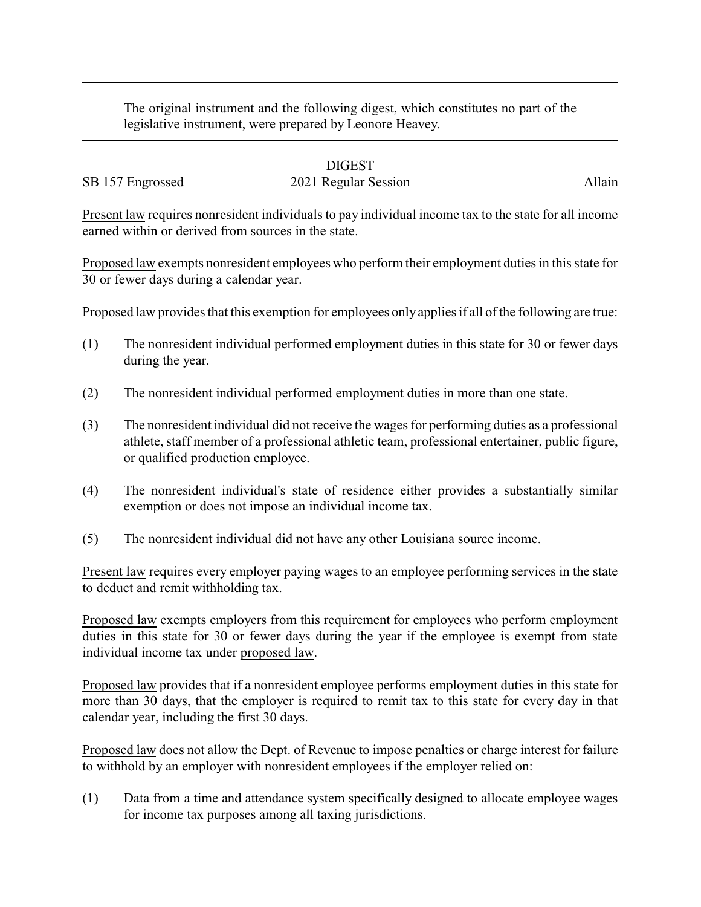The original instrument and the following digest, which constitutes no part of the legislative instrument, were prepared by Leonore Heavey.

# DIGEST

SB 157 Engrossed 2021 Regular Session Allain

Present law requires nonresident individuals to pay individual income tax to the state for all income earned within or derived from sources in the state.

Proposed law exempts nonresident employees who perform their employment duties in this state for 30 or fewer days during a calendar year.

Proposed law provides that this exemption for employees only applies if all of the following are true:

(1) The nonresident individual performed employment duties in this state for 30 or fewer days during the year.

(2) The nonresident individual performed employment duties in more than one state.

(3) The nonresident individual did not receive the wages for performing duties as a professional athlete, staff member of a professional athletic team, professional entertainer, public figure, or qualified production employee.

(4) The nonresident individual's state of residence either provides a substantially similar exemption or does not impose an individual income tax.

(5) The nonresident individual did not have any other Louisiana source income.

Present law requires every employer paying wages to an employee performing services in the state to deduct and remit withholding tax.

Proposed law exempts employers from this requirement for employees who perform employment duties in this state for 30 or fewer days during the year if the employee is exempt from state individual income tax under proposed law.

Proposed law provides that if a nonresident employee performs employment duties in this state for more than 30 days, that the employer is required to remit tax to this state for every day in that calendar year, including the first 30 days.

Proposed law does not allow the Dept. of Revenue to impose penalties or charge interest for failure to withhold by an employer with nonresident employees if the employer relied on:

(1) Data from a time and attendance system specifically designed to allocate employee wages for income tax purposes among all taxing jurisdictions.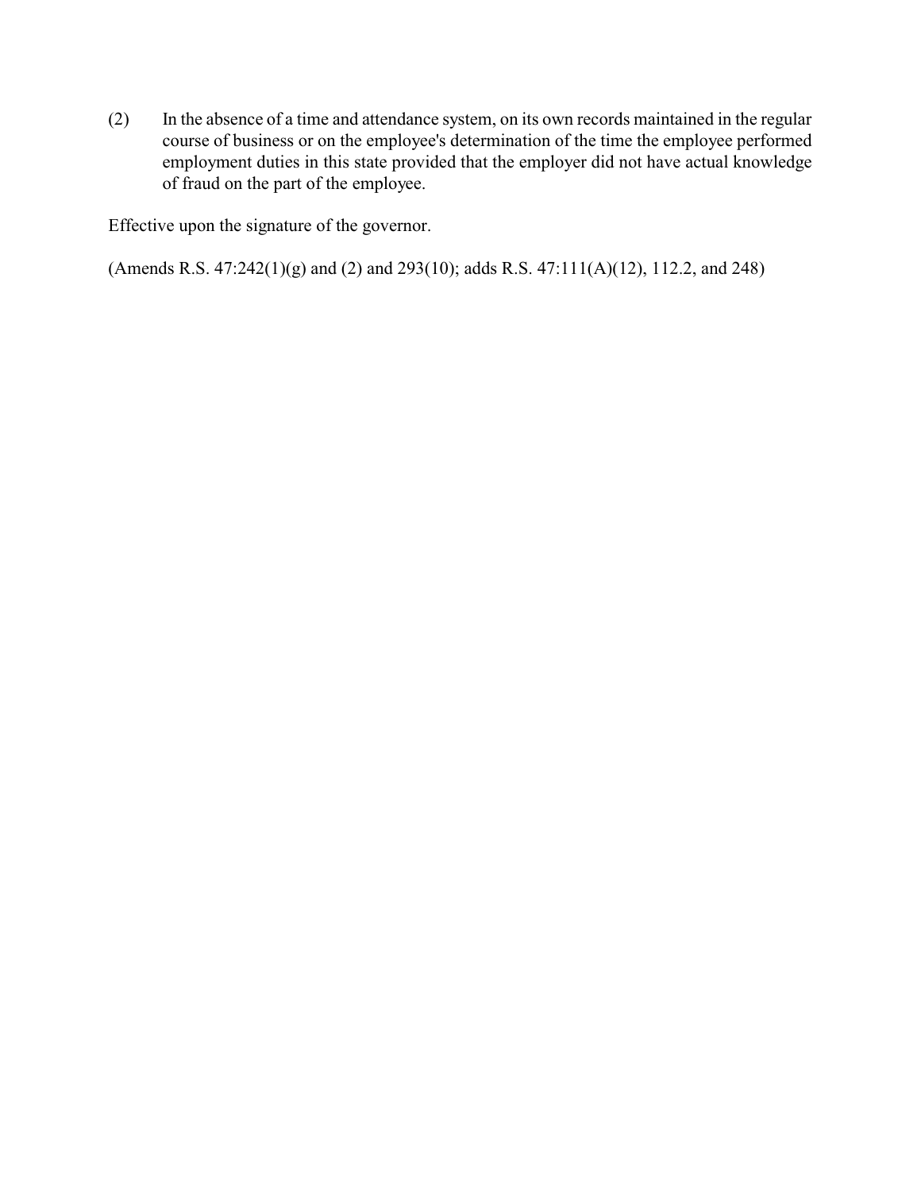(2) In the absence of a time and attendance system, on its own records maintained in the regular course of business or on the employee's determination of the time the employee performed employment duties in this state provided that the employer did not have actual knowledge of fraud on the part of the employee.

Effective upon the signature of the governor.

(Amends R.S. 47:242(1)(g) and (2) and 293(10); adds R.S. 47:111(A)(12), 112.2, and 248)